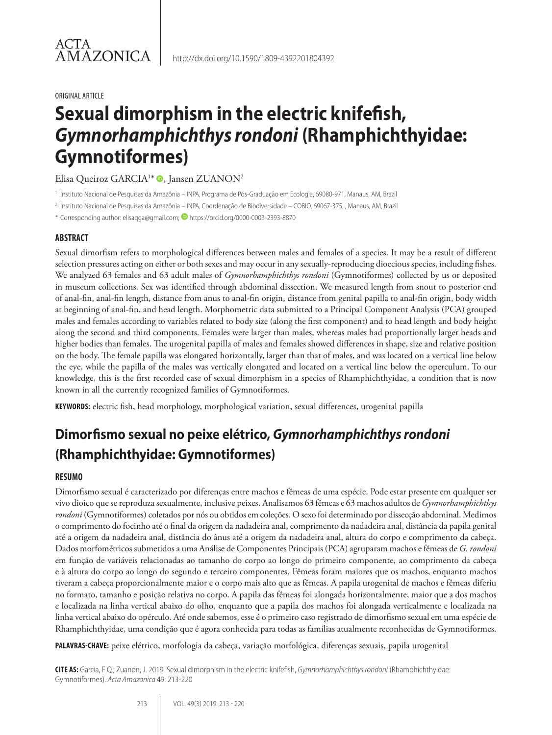ACTA AMAZONICA

http://dx.doi.org/10.1590/1809-4392201804392

ORIGINAL ARTICLE

# Sexual dimorphism in the electric knifefish, *Gymnorhamphichthys rondoni* (Rhamphichthyidae: Gymnotiformes)

Elisa Queiroz GARCIA[1*], Jansen ZUANON[2]

[1] Instituto Nacional de Pesquisas da Amazônia – INPA, Programa de Pós-Graduação em Ecologia, 69080-971, Manaus, AM, Brazil

[2] Instituto Nacional de Pesquisas da Amazônia – INPA, Coordenação de Biodiversidade – COBIO, 69067-375, , Manaus, AM, Brazil

\* Corresponding author: elisaqga@gmail.com; https://orcid.org/0000-0003-2393-8870

## ABSTRACT

Sexual dimorfism refers to morphological differences between males and females of a species. It may be a result of different selection pressures acting on either or both sexes and may occur in any sexually-reproducing dioecious species, including fishes. We analyzed 63 females and 63 adult males of *Gymnorhamphichthys rondoni* (Gymnotiformes) collected by us or deposited in museum collections. Sex was identified through abdominal dissection. We measured length from snout to posterior end of anal-fin, anal-fin length, distance from anus to anal-fin origin, distance from genital papilla to anal-fin origin, body width at beginning of anal-fin, and head length. Morphometric data submitted to a Principal Component Analysis (PCA) grouped males and females according to variables related to body size (along the first component) and to head length and body height along the second and third components. Females were larger than males, whereas males had proportionally larger heads and higher bodies than females. The urogenital papilla of males and females showed differences in shape, size and relative position on the body. The female papilla was elongated horizontally, larger than that of males, and was located on a vertical line below the eye, while the papilla of the males was vertically elongated and located on a vertical line below the operculum. To our knowledge, this is the first recorded case of sexual dimorphism in a species of Rhamphichthyidae, a condition that is now known in all the currently recognized families of Gymnotiformes.

**KEYWORDS:** electric fish, head morphology, morphological variation, sexual differences, urogenital papilla

# Dimorfismo sexual no peixe elétrico, *Gymnorhamphichthys rondoni* (Rhamphichthyidae: Gymnotiformes)

## RESUMO

Dimorfismo sexual é caracterizado por diferenças entre machos e fêmeas de uma espécie. Pode estar presente em qualquer ser vivo dioico que se reproduza sexualmente, inclusive peixes. Analisamos 63 fêmeas e 63 machos adultos de *Gymnorhamphichthys rondoni* (Gymnotiformes) coletados por nós ou obtidos em coleções. O sexo foi determinado por dissecção abdominal. Medimos o comprimento do focinho até o final da origem da nadadeira anal, comprimento da nadadeira anal, distância da papila genital até a origem da nadadeira anal, distância do ânus até a origem da nadadeira anal, altura do corpo e comprimento da cabeça. Dados morfométricos submetidos a uma Análise de Componentes Principais (PCA) agruparam machos e fêmeas de *G. rondoni* em função de variáveis relacionadas ao tamanho do corpo ao longo do primeiro componente, ao comprimento da cabeça e à altura do corpo ao longo do segundo e terceiro componentes. Fêmeas foram maiores que os machos, enquanto machos tiveram a cabeça proporcionalmente maior e o corpo mais alto que as fêmeas. A papila urogenital de machos e fêmeas diferiu no formato, tamanho e posição relativa no corpo. A papila das fêmeas foi alongada horizontalmente, maior que a dos machos e localizada na linha vertical abaixo do olho, enquanto que a papila dos machos foi alongada verticalmente e localizada na linha vertical abaixo do opérculo. Até onde sabemos, esse é o primeiro caso registrado de dimorfismo sexual em uma espécie de Rhamphichthyidae, uma condição que é agora conhecida para todas as famílias atualmente reconhecidas de Gymnotiformes.

**PALAVRAS-CHAVE:** peixe elétrico, morfologia da cabeça, variação morfológica, diferenças sexuais, papila urogenital

**CITE AS:** Garcia, E.Q.; Zuanon, J. 2019. Sexual dimorphism in the electric knifefish, *Gymnorhamphichthys rondoni* (Rhamphichthyidae: Gymnotiformes). *Acta Amazonica* 49: 213-220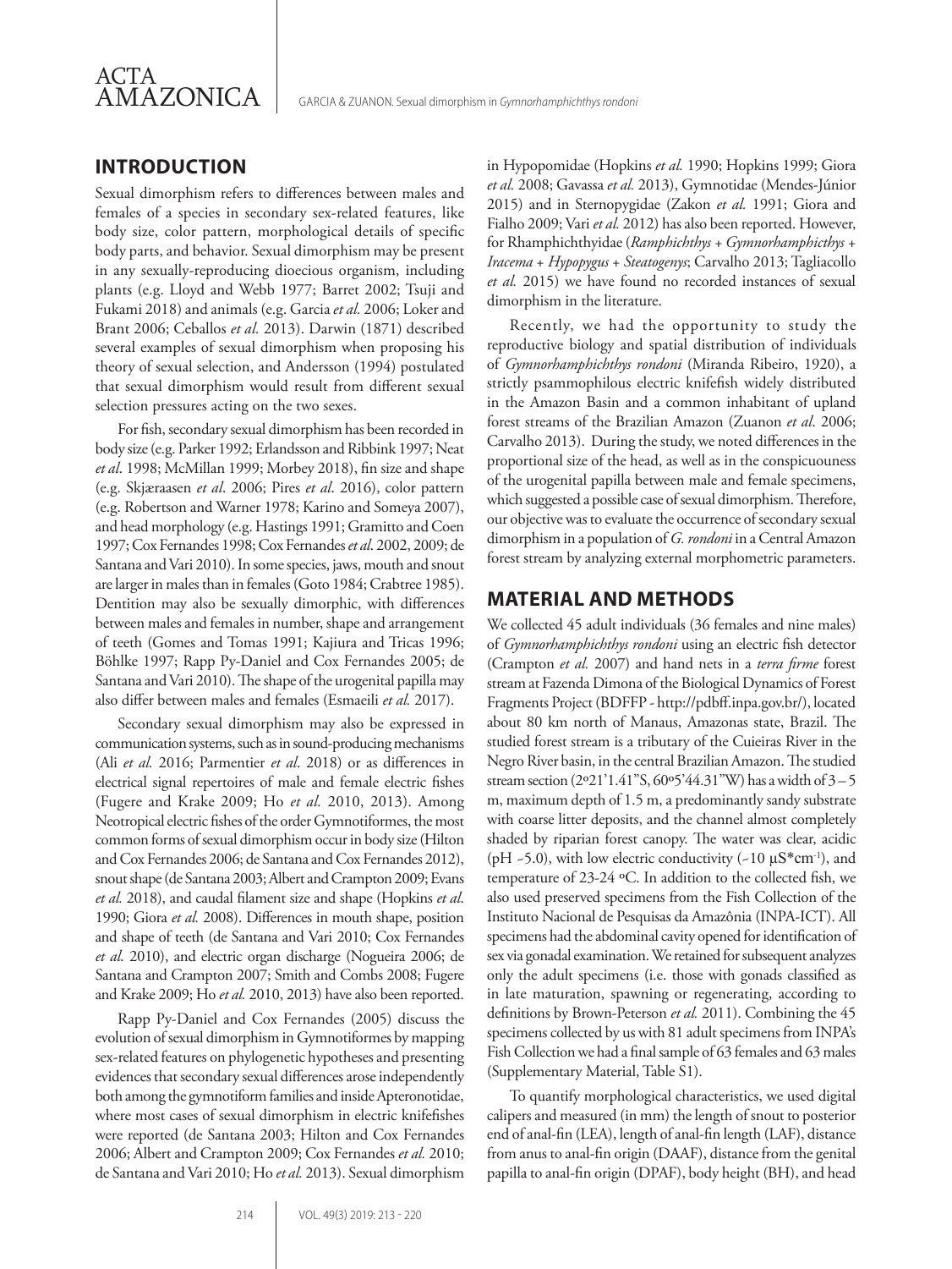## INTRODUCTION

Sexual dimorphism refers to differences between males and females of a species in secondary sex-related features, like body size, color pattern, morphological details of specific body parts, and behavior. Sexual dimorphism may be present in any sexually-reproducing dioecious organism, including plants (e.g. Lloyd and Webb 1977; Barret 2002; Tsuji and Fukami 2018) and animals (e.g. Garcia *et al.* 2006; Loker and Brant 2006; Ceballos *et al.* 2013). Darwin (1871) described several examples of sexual dimorphism when proposing his theory of sexual selection, and Andersson (1994) postulated that sexual dimorphism would result from different sexual selection pressures acting on the two sexes.

For fish, secondary sexual dimorphism has been recorded in body size (e.g. Parker 1992; Erlandsson and Ribbink 1997; Neat *et al*. 1998; McMillan 1999; Morbey 2018), fin size and shape (e.g. Skjæraasen *et al*. 2006; Pires *et al*. 2016), color pattern (e.g. Robertson and Warner 1978; Karino and Someya 2007), and head morphology (e.g. Hastings 1991; Gramitto and Coen 1997; Cox Fernandes 1998; Cox Fernandes *et al*. 2002, 2009; de Santana and Vari 2010). In some species, jaws, mouth and snout are larger in males than in females (Goto 1984; Crabtree 1985). Dentition may also be sexually dimorphic, with differences between males and females in number, shape and arrangement of teeth (Gomes and Tomas 1991; Kajiura and Tricas 1996; Böhlke 1997; Rapp Py-Daniel and Cox Fernandes 2005; de Santana and Vari 2010). The shape of the urogenital papilla may also differ between males and females (Esmaeili *et al.* 2017).

Secondary sexual dimorphism may also be expressed in communication systems, such as in sound-producing mechanisms (Ali *et al.* 2016; Parmentier *et al*. 2018) or as differences in electrical signal repertoires of male and female electric fishes (Fugere and Krake 2009; Ho *et al.* 2010, 2013). Among Neotropical electric fishes of the order Gymnotiformes, the most common forms of sexual dimorphism occur in body size (Hilton and Cox Fernandes 2006; de Santana and Cox Fernandes 2012), snout shape (de Santana 2003; Albert and Crampton 2009; Evans *et al.* 2018), and caudal filament size and shape (Hopkins *et al*. 1990; Giora *et al.* 2008). Differences in mouth shape, position and shape of teeth (de Santana and Vari 2010; Cox Fernandes *et al*. 2010), and electric organ discharge (Nogueira 2006; de Santana and Crampton 2007; Smith and Combs 2008; Fugere and Krake 2009; Ho *et al.* 2010, 2013) have also been reported.

Rapp Py-Daniel and Cox Fernandes (2005) discuss the evolution of sexual dimorphism in Gymnotiformes by mapping sex-related features on phylogenetic hypotheses and presenting evidences that secondary sexual differences arose independently both among the gymnotiform families and inside Apteronotidae, where most cases of sexual dimorphism in electric knifefishes were reported (de Santana 2003; Hilton and Cox Fernandes 2006; Albert and Crampton 2009; Cox Fernandes *et al.* 2010; de Santana and Vari 2010; Ho *et al.* 2013). Sexual dimorphism in Hypopomidae (Hopkins *et al.* 1990; Hopkins 1999; Giora *et al.* 2008; Gavassa *et al.* 2013), Gymnotidae (Mendes-Júnior 2015) and in Sternopygidae (Zakon *et al.* 1991; Giora and Fialho 2009; Vari *et al.* 2012) has also been reported. However, for Rhamphichthyidae (*Ramphichthys* + *Gymnorhamphicthys* + *Iracema* + *Hypopygus* + *Steatogenys*; Carvalho 2013; Tagliacollo *et al.* 2015) we have found no recorded instances of sexual dimorphism in the literature.

Recently, we had the opportunity to study the reproductive biology and spatial distribution of individuals of *Gymnorhamphichthys rondoni* (Miranda Ribeiro, 1920), a strictly psammophilous electric knifefish widely distributed in the Amazon Basin and a common inhabitant of upland forest streams of the Brazilian Amazon (Zuanon *et al*. 2006; Carvalho 2013). During the study, we noted differences in the proportional size of the head, as well as in the conspicuousness of the urogenital papilla between male and female specimens, which suggested a possible case of sexual dimorphism. Therefore, our objective was to evaluate the occurrence of secondary sexual dimorphism in a population of *G. rondoni* in a Central Amazon forest stream by analyzing external morphometric parameters.

## MATERIAL AND METHODS

We collected 45 adult individuals (36 females and nine males) of *Gymnorhamphichthys rondoni* using an electric fish detector (Crampton *et al.* 2007) and hand nets in a *terra firme* forest stream at Fazenda Dimona of the Biological Dynamics of Forest Fragments Project (BDFFP - http://pdbff.inpa.gov.br/), located about 80 km north of Manaus, Amazonas state, Brazil. The studied forest stream is a tributary of the Cuieiras River in the Negro River basin, in the central Brazilian Amazon. The studied stream section (2º21'1.41"S, 60º5'44.31"W) has a width of 3 – 5 m, maximum depth of 1.5 m, a predominantly sandy substrate with coarse litter deposits, and the channel almost completely shaded by riparian forest canopy. The water was clear, acidic (pH ~5.0), with low electric conductivity (~10 µS*cm$^{-1}$), and temperature of 23-24 ºC. In addition to the collected fish, we also used preserved specimens from the Fish Collection of the Instituto Nacional de Pesquisas da Amazônia (INPA-ICT). All specimens had the abdominal cavity opened for identification of sex via gonadal examination. We retained for subsequent analyzes only the adult specimens (i.e. those with gonads classified as in late maturation, spawning or regenerating, according to definitions by Brown-Peterson *et al.* 2011). Combining the 45 specimens collected by us with 81 adult specimens from INPA's Fish Collection we had a final sample of 63 females and 63 males (Supplementary Material, Table S1).

To quantify morphological characteristics, we used digital calipers and measured (in mm) the length of snout to posterior end of anal-fin (LEA), length of anal-fin length (LAF), distance from anus to anal-fin origin (DAAF), distance from the genital papilla to anal-fin origin (DPAF), body height (BH), and head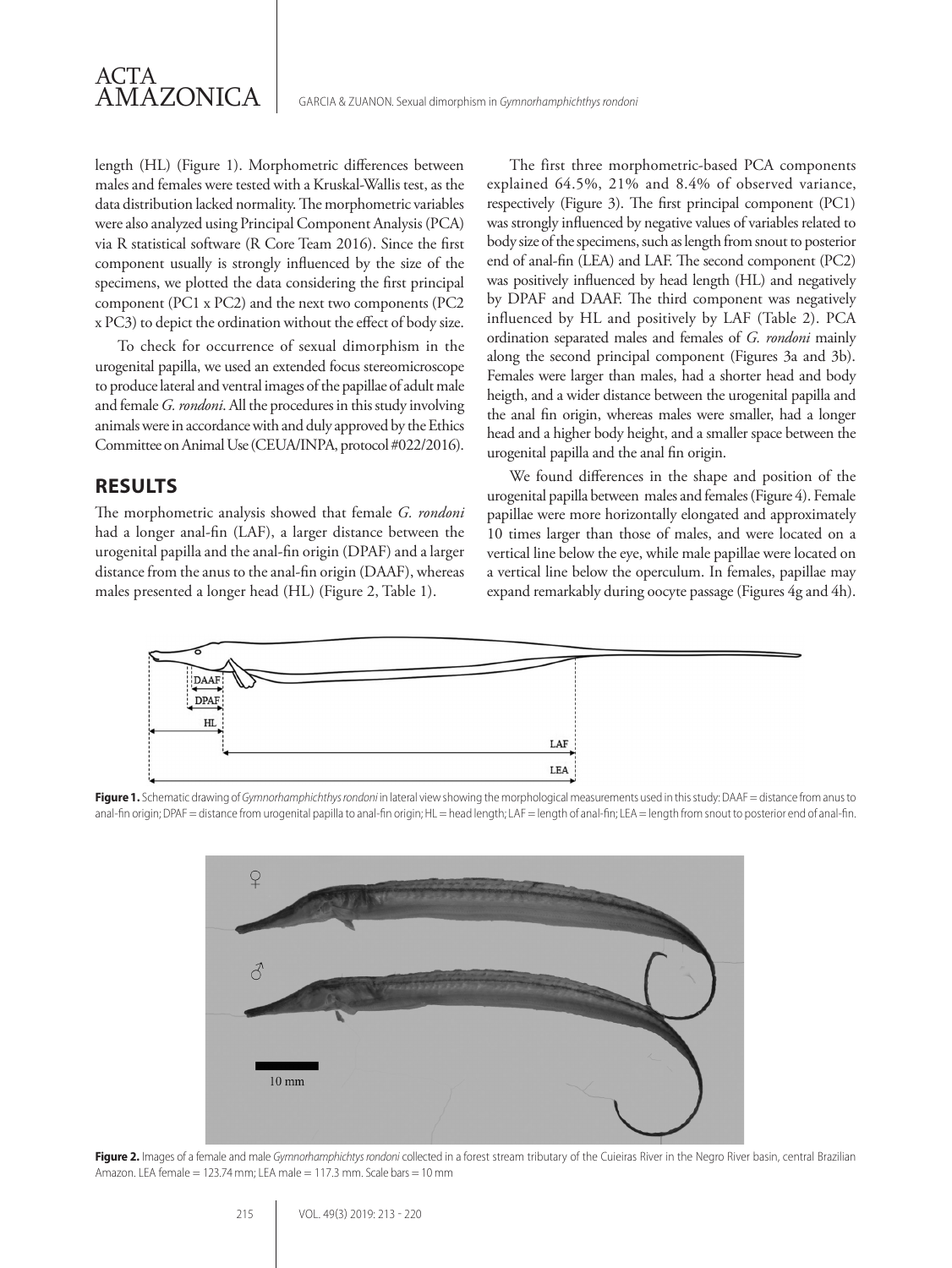length (HL) (Figure 1). Morphometric differences between males and females were tested with a Kruskal-Wallis test, as the data distribution lacked normality. The morphometric variables were also analyzed using Principal Component Analysis (PCA) via R statistical software (R Core Team 2016). Since the first component usually is strongly influenced by the size of the specimens, we plotted the data considering the first principal component (PC1 x PC2) and the next two components (PC2 x PC3) to depict the ordination without the effect of body size.

To check for occurrence of sexual dimorphism in the urogenital papilla, we used an extended focus stereomicroscope to produce lateral and ventral images of the papillae of adult male and female *G. rondoni*. All the procedures in this study involving animals were in accordance with and duly approved by the Ethics Committee on Animal Use (CEUA/INPA, protocol #022/2016).

## RESULTS

The morphometric analysis showed that female *G. rondoni* had a longer anal-fin (LAF), a larger distance between the urogenital papilla and the anal-fin origin (DPAF) and a larger distance from the anus to the anal-fin origin (DAAF), whereas males presented a longer head (HL) (Figure 2, Table 1).

The first three morphometric-based PCA components explained 64.5%, 21% and 8.4% of observed variance, respectively (Figure 3). The first principal component (PC1) was strongly influenced by negative values of variables related to body size of the specimens, such as length from snout to posterior end of anal-fin (LEA) and LAF. The second component (PC2) was positively influenced by head length (HL) and negatively by DPAF and DAAF. The third component was negatively influenced by HL and positively by LAF (Table 2). PCA ordination separated males and females of *G. rondoni* mainly along the second principal component (Figures 3a and 3b). Females were larger than males, had a shorter head and body heigth, and a wider distance between the urogenital papilla and the anal fin origin, whereas males were smaller, had a longer head and a higher body height, and a smaller space between the urogenital papilla and the anal fin origin.

We found differences in the shape and position of the urogenital papilla between males and females (Figure 4). Female papillae were more horizontally elongated and approximately 10 times larger than those of males, and were located on a vertical line below the eye, while male papillae were located on a vertical line below the operculum. In females, papillae may expand remarkably during oocyte passage (Figures 4g and 4h).

**Figure 1.** Schematic drawing of *Gymnorhamphichthys rondoni* in lateral view showing the morphological measurements used in this study: DAAF = distance from anus to anal-fin origin; DPAF = distance from urogenital papilla to anal-fin origin; HL = head length; LAF = length of anal-fin; LEA = length from snout to posterior end of anal-fin.

**Figure 2.** Images of a female and male *Gymnorhamphichtys rondoni* collected in a forest stream tributary of the Cuieiras River in the Negro River basin, central Brazilian Amazon. LEA female = 123.74 mm; LEA male = 117.3 mm. Scale bars = 10 mm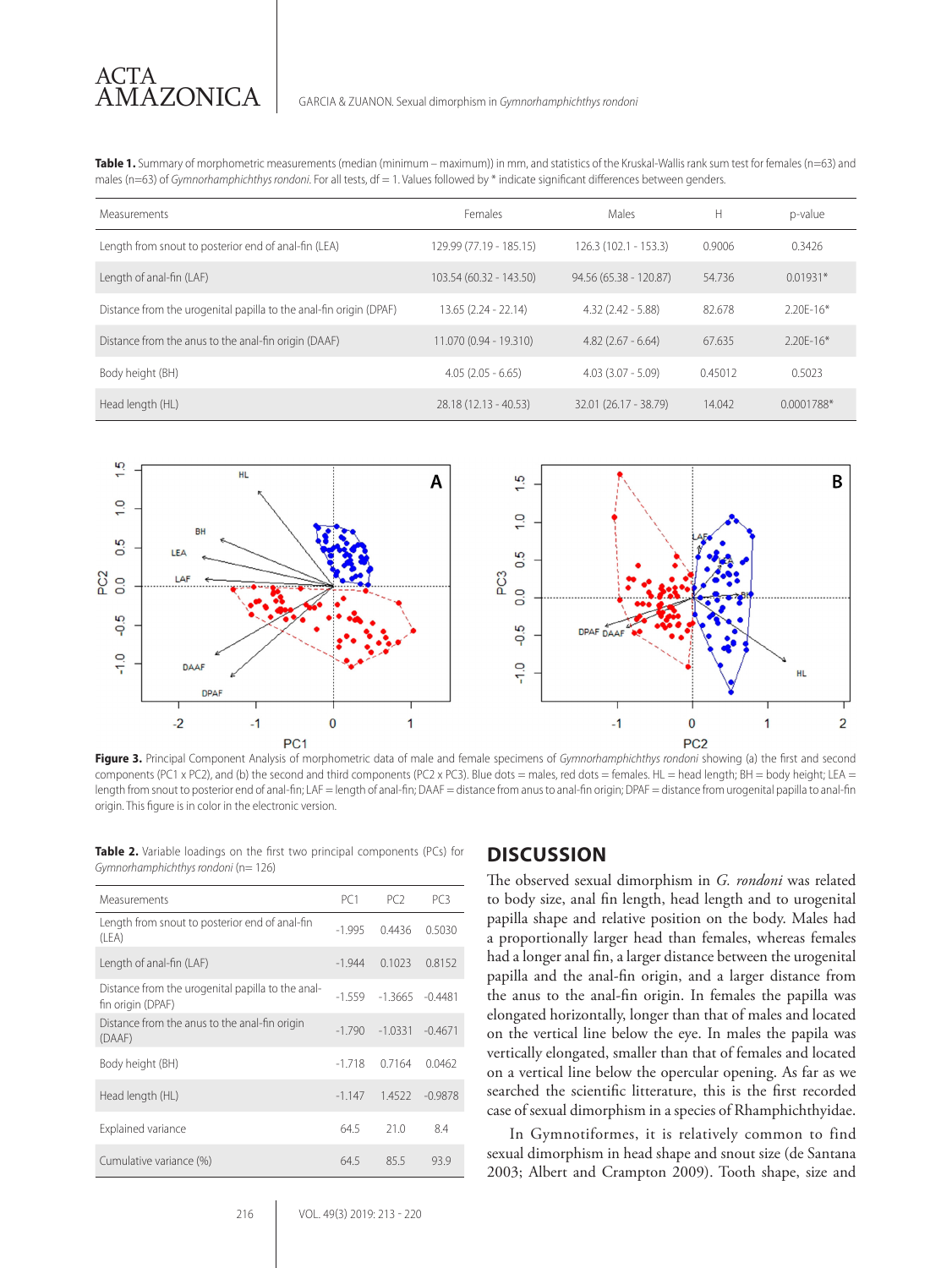**Table 1.** Summary of morphometric measurements (median (minimum – maximum)) in mm, and statistics of the Kruskal-Wallis rank sum test for females (n=63) and males (n=63) of *Gymnorhamphichthys rondoni*. For all tests, df = 1. Values followed by * indicate significant differences between genders.

| Measurements | Females | Males | H | p-value |
|---|---|---|---|---|
| Length from snout to posterior end of anal-fin (LEA) | 129.99 (77.19 - 185.15) | 126.3 (102.1 - 153.3) | 0.9006 | 0.3426 |
| Length of anal-fin (LAF) | 103.54 (60.32 - 143.50) | 94.56 (65.38 - 120.87) | 54.736 | 0.01931* |
| Distance from the urogenital papilla to the anal-fin origin (DPAF) | 13.65 (2.24 - 22.14) | 4.32 (2.42 - 5.88) | 82.678 | 2.20E-16* |
| Distance from the anus to the anal-fin origin (DAAF) | 11.070 (0.94 - 19.310) | 4.82 (2.67 - 6.64) | 67.635 | 2.20E-16* |
| Body height (BH) | 4.05 (2.05 - 6.65) | 4.03 (3.07 - 5.09) | 0.45012 | 0.5023 |
| Head length (HL) | 28.18 (12.13 - 40.53) | 32.01 (26.17 - 38.79) | 14.042 | 0.0001788* |

**Figure 3.** Principal Component Analysis of morphometric data of male and female specimens of *Gymnorhamphichthys rondoni* showing (a) the first and second components (PC1 x PC2), and (b) the second and third components (PC2 x PC3). Blue dots = males, red dots = females. HL = head length; BH = body height; LEA = length from snout to posterior end of anal-fin; LAF = length of anal-fin; DAAF = distance from anus to anal-fin origin; DPAF = distance from urogenital papilla to anal-fin origin. This figure is in color in the electronic version.

**Table 2.** Variable loadings on the first two principal components (PCs) for *Gymnorhamphichthys rondoni* (n= 126)

| Measurements | PC1 | PC2 | PC3 |
|---|---|---|---|
| Length from snout to posterior end of anal-fin (LEA) | -1.995 | 0.4436 | 0.5030 |
| Length of anal-fin (LAF) | -1.944 | 0.1023 | 0.8152 |
| Distance from the urogenital papilla to the anal-fin origin (DPAF) | -1.559 | -1.3665 | -0.4481 |
| Distance from the anus to the anal-fin origin (DAAF) | -1.790 | -1.0331 | -0.4671 |
| Body height (BH) | -1.718 | 0.7164 | 0.0462 |
| Head length (HL) | -1.147 | 1.4522 | -0.9878 |
| Explained variance | 64.5 | 21.0 | 8.4 |
| Cumulative variance (%) | 64.5 | 85.5 | 93.9 |

## DISCUSSION

The observed sexual dimorphism in *G. rondoni* was related to body size, anal fin length, head length and to urogenital papilla shape and relative position on the body. Males had a proportionally larger head than females, whereas females had a longer anal fin, a larger distance between the urogenital papilla and the anal-fin origin, and a larger distance from the anus to the anal-fin origin. In females the papilla was elongated horizontally, longer than that of males and located on the vertical line below the eye. In males the papila was vertically elongated, smaller than that of females and located on a vertical line below the opercular opening. As far as we searched the scientific litterature, this is the first recorded case of sexual dimorphism in a species of Rhamphichthyidae.

In Gymnotiformes, it is relatively common to find sexual dimorphism in head shape and snout size (de Santana 2003; Albert and Crampton 2009). Tooth shape, size and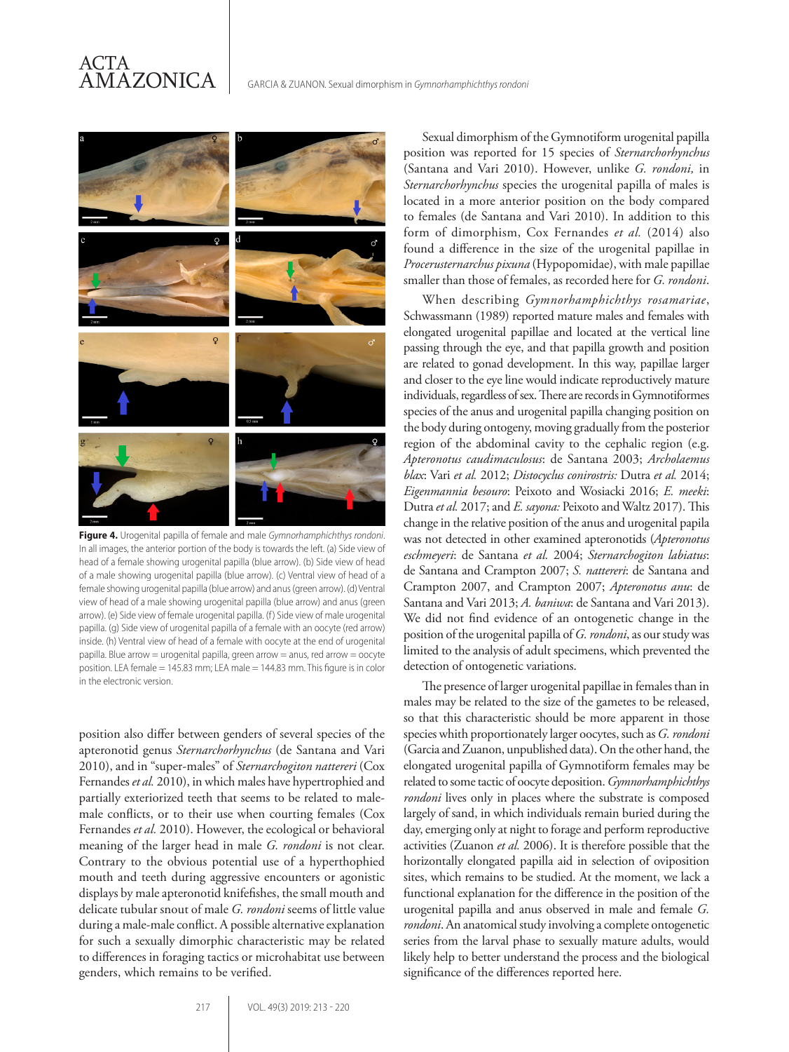**Figure 4.** Urogenital papilla of female and male *Gymnorhamphichthys rondoni*. In all images, the anterior portion of the body is towards the left. (a) Side view of head of a female showing urogenital papilla (blue arrow). (b) Side view of head of a male showing urogenital papilla (blue arrow). (c) Ventral view of head of a female showing urogenital papilla (blue arrow) and anus (green arrow). (d) Ventral view of head of a male showing urogenital papilla (blue arrow) and anus (green arrow). (e) Side view of female urogenital papilla. (f) Side view of male urogenital papilla. (g) Side view of urogenital papilla of a female with an oocyte (red arrow) inside. (h) Ventral view of head of a female with oocyte at the end of urogenital papilla. Blue arrow = urogenital papilla, green arrow = anus, red arrow = oocyte position. LEA female = 145.83 mm; LEA male = 144.83 mm. This figure is in color in the electronic version.

position also differ between genders of several species of the apteronotid genus *Sternarchorhynchus* (de Santana and Vari 2010), and in "super-males" of *Sternarchogiton nattereri* (Cox Fernandes *et al.* 2010), in which males have hypertrophied and partially exteriorized teeth that seems to be related to male-male conflicts, or to their use when courting females (Cox Fernandes *et al.* 2010). However, the ecological or behavioral meaning of the larger head in male *G. rondoni* is not clear. Contrary to the obvious potential use of a hyperthophied mouth and teeth during aggressive encounters or agonistic displays by male apteronotid knifefishes, the small mouth and delicate tubular snout of male *G. rondoni* seems of little value during a male-male conflict. A possible alternative explanation for such a sexually dimorphic characteristic may be related to differences in foraging tactics or microhabitat use between genders, which remains to be verified.

Sexual dimorphism of the Gymnotiform urogenital papilla position was reported for 15 species of *Sternarchorhynchus* (Santana and Vari 2010). However, unlike *G. rondoni,* in *Sternarchorhynchus* species the urogenital papilla of males is located in a more anterior position on the body compared to females (de Santana and Vari 2010). In addition to this form of dimorphism, Cox Fernandes *et al.* (2014) also found a difference in the size of the urogenital papillae in *Procerusternarchus pixuna* (Hypopomidae), with male papillae smaller than those of females, as recorded here for *G. rondoni*.

When describing *Gymnorhamphichthys rosamariae*, Schwassmann (1989) reported mature males and females with elongated urogenital papillae and located at the vertical line passing through the eye, and that papilla growth and position are related to gonad development. In this way, papillae larger and closer to the eye line would indicate reproductively mature individuals, regardless of sex. There are records in Gymnotiformes species of the anus and urogenital papilla changing position on the body during ontogeny, moving gradually from the posterior region of the abdominal cavity to the cephalic region (e.g. *Apteronotus caudimaculosus*: de Santana 2003; *Archolaemus blax*: Vari *et al.* 2012; *Distocyclus conirostris:* Dutra *et al.* 2014; *Eigenmannia besouro*: Peixoto and Wosiacki 2016; *E. meeki*: Dutra *et al.* 2017; and *E. sayona:* Peixoto and Waltz 2017). This change in the relative position of the anus and urogenital papila was not detected in other examined apteronotids (*Apteronotus eschmeyeri*: de Santana *et al.* 2004; *Sternarchogiton labiatus*: de Santana and Crampton 2007; *S. nattereri*: de Santana and Crampton 2007, and Crampton 2007; *Apteronotus anu*: de Santana and Vari 2013; *A. baniwa*: de Santana and Vari 2013). We did not find evidence of an ontogenetic change in the position of the urogenital papilla of *G. rondoni*, as our study was limited to the analysis of adult specimens, which prevented the detection of ontogenetic variations.

The presence of larger urogenital papillae in females than in males may be related to the size of the gametes to be released, so that this characteristic should be more apparent in those species whith proportionately larger oocytes, such as *G. rondoni* (Garcia and Zuanon, unpublished data). On the other hand, the elongated urogenital papilla of Gymnotiform females may be related to some tactic of oocyte deposition. *Gymnorhamphichthys rondoni* lives only in places where the substrate is composed largely of sand, in which individuals remain buried during the day, emerging only at night to forage and perform reproductive activities (Zuanon *et al.* 2006). It is therefore possible that the horizontally elongated papilla aid in selection of oviposition sites, which remains to be studied. At the moment, we lack a functional explanation for the difference in the position of the urogenital papilla and anus observed in male and female *G. rondoni*. An anatomical study involving a complete ontogenetic series from the larval phase to sexually mature adults, would likely help to better understand the process and the biological significance of the differences reported here.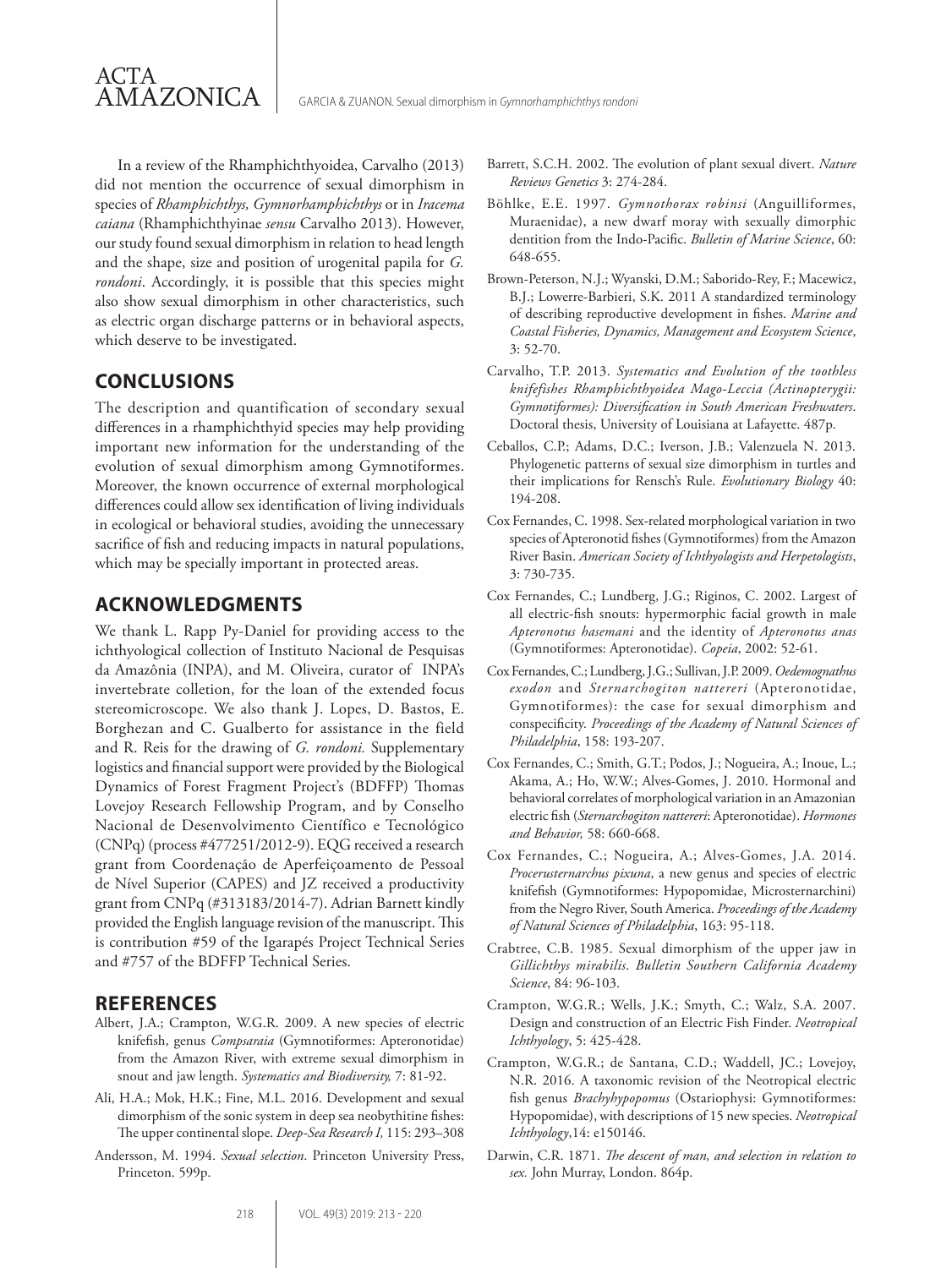In a review of the Rhamphichthyoidea, Carvalho (2013) did not mention the occurrence of sexual dimorphism in species of *Rhamphichthys, Gymnorhamphichthys* or in *Iracema caiana* (Rhamphichthyinae *sensu* Carvalho 2013). However, our study found sexual dimorphism in relation to head length and the shape, size and position of urogenital papila for *G. rondoni*. Accordingly, it is possible that this species might also show sexual dimorphism in other characteristics, such as electric organ discharge patterns or in behavioral aspects, which deserve to be investigated.

## CONCLUSIONS

The description and quantification of secondary sexual differences in a rhamphichthyid species may help providing important new information for the understanding of the evolution of sexual dimorphism among Gymnotiformes. Moreover, the known occurrence of external morphological differences could allow sex identification of living individuals in ecological or behavioral studies, avoiding the unnecessary sacrifice of fish and reducing impacts in natural populations, which may be specially important in protected areas.

## ACKNOWLEDGMENTS

We thank L. Rapp Py-Daniel for providing access to the ichthyological collection of Instituto Nacional de Pesquisas da Amazônia (INPA), and M. Oliveira, curator of INPA's invertebrate colletion, for the loan of the extended focus stereomicroscope. We also thank J. Lopes, D. Bastos, E. Borghezan and C. Gualberto for assistance in the field and R. Reis for the drawing of *G. rondoni.* Supplementary logistics and financial support were provided by the Biological Dynamics of Forest Fragment Project's (BDFFP) Thomas Lovejoy Research Fellowship Program, and by Conselho Nacional de Desenvolvimento Científico e Tecnológico (CNPq) (process #477251/2012-9). EQG received a research grant from Coordenação de Aperfeiçoamento de Pessoal de Nível Superior (CAPES) and JZ received a productivity grant from CNPq (#313183/2014-7). Adrian Barnett kindly provided the English language revision of the manuscript. This is contribution #59 of the Igarapés Project Technical Series and #757 of the BDFFP Technical Series.

## REFERENCES

Albert, J.A.; Crampton, W.G.R. 2009. A new species of electric knifefish, genus *Compsaraia* (Gymnotiformes: Apteronotidae) from the Amazon River, with extreme sexual dimorphism in snout and jaw length. *Systematics and Biodiversity,* 7: 81-92.

Ali, H.A.; Mok, H.K.; Fine, M.L. 2016. Development and sexual dimorphism of the sonic system in deep sea neobythitine fishes: The upper continental slope. *Deep-Sea Research I,* 115: 293–308

Andersson, M. 1994. *Sexual selection*. Princeton University Press, Princeton. 599p.

Barrett, S.C.H. 2002. The evolution of plant sexual divert. *Nature Reviews Genetics* 3: 274-284.

Böhlke, E.E. 1997. *Gymnothorax robinsi* (Anguilliformes, Muraenidae), a new dwarf moray with sexually dimorphic dentition from the Indo-Pacific. *Bulletin of Marine Science*, 60: 648-655.

Brown-Peterson, N.J.; Wyanski, D.M.; Saborido-Rey, F.; Macewicz, B.J.; Lowerre-Barbieri, S.K. 2011 A standardized terminology of describing reproductive development in fishes. *Marine and Coastal Fisheries, Dynamics, Management and Ecosystem Science*, 3: 52-70.

Carvalho, T.P. 2013. *Systematics and Evolution of the toothless knifefishes Rhamphichthyoidea Mago-Leccia (Actinopterygii: Gymnotiformes): Diversification in South American Freshwaters*. Doctoral thesis, University of Louisiana at Lafayette. 487p.

Ceballos, C.P.; Adams, D.C.; Iverson, J.B.; Valenzuela N. 2013. Phylogenetic patterns of sexual size dimorphism in turtles and their implications for Rensch's Rule. *Evolutionary Biology* 40: 194-208.

Cox Fernandes, C. 1998. Sex-related morphological variation in two species of Apteronotid fishes (Gymnotiformes) from the Amazon River Basin. *American Society of Ichthyologists and Herpetologists*, 3: 730-735.

Cox Fernandes, C.; Lundberg, J.G.; Riginos, C. 2002. Largest of all electric-fish snouts: hypermorphic facial growth in male *Apteronotus hasemani* and the identity of *Apteronotus anas* (Gymnotiformes: Apteronotidae). *Copeia*, 2002: 52-61.

Cox Fernandes, C.; Lundberg, J.G.; Sullivan, J.P. 2009. *Oedemognathus exodon* and *Sternarchogiton nattereri* (Apteronotidae, Gymnotiformes): the case for sexual dimorphism and conspecificity. *Proceedings of the Academy of Natural Sciences of Philadelphia*, 158: 193-207.

Cox Fernandes, C.; Smith, G.T.; Podos, J.; Nogueira, A.; Inoue, L.; Akama, A.; Ho, W.W.; Alves-Gomes, J. 2010. Hormonal and behavioral correlates of morphological variation in an Amazonian electric fish (*Sternarchogiton nattereri*: Apteronotidae). *Hormones and Behavior,* 58: 660-668.

Cox Fernandes, C.; Nogueira, A.; Alves-Gomes, J.A. 2014. *Procerusternarchus pixuna*, a new genus and species of electric knifefish (Gymnotiformes: Hypopomidae, Microsternarchini) from the Negro River, South America. *Proceedings of the Academy of Natural Sciences of Philadelphia*, 163: 95-118.

Crabtree, C.B. 1985. Sexual dimorphism of the upper jaw in *Gillichthys mirabilis*. *Bulletin Southern California Academy Science*, 84: 96-103.

Crampton, W.G.R.; Wells, J.K.; Smyth, C.; Walz, S.A. 2007. Design and construction of an Electric Fish Finder. *Neotropical Ichthyology*, 5: 425-428.

Crampton, W.G.R.; de Santana, C.D.; Waddell, JC.; Lovejoy, N.R. 2016. A taxonomic revision of the Neotropical electric fish genus *Brachyhypopomus* (Ostariophysi: Gymnotiformes: Hypopomidae), with descriptions of 15 new species. *Neotropical Ichthyology*,14: e150146.

Darwin, C.R. 1871. *The descent of man, and selection in relation to sex.* John Murray, London. 864p.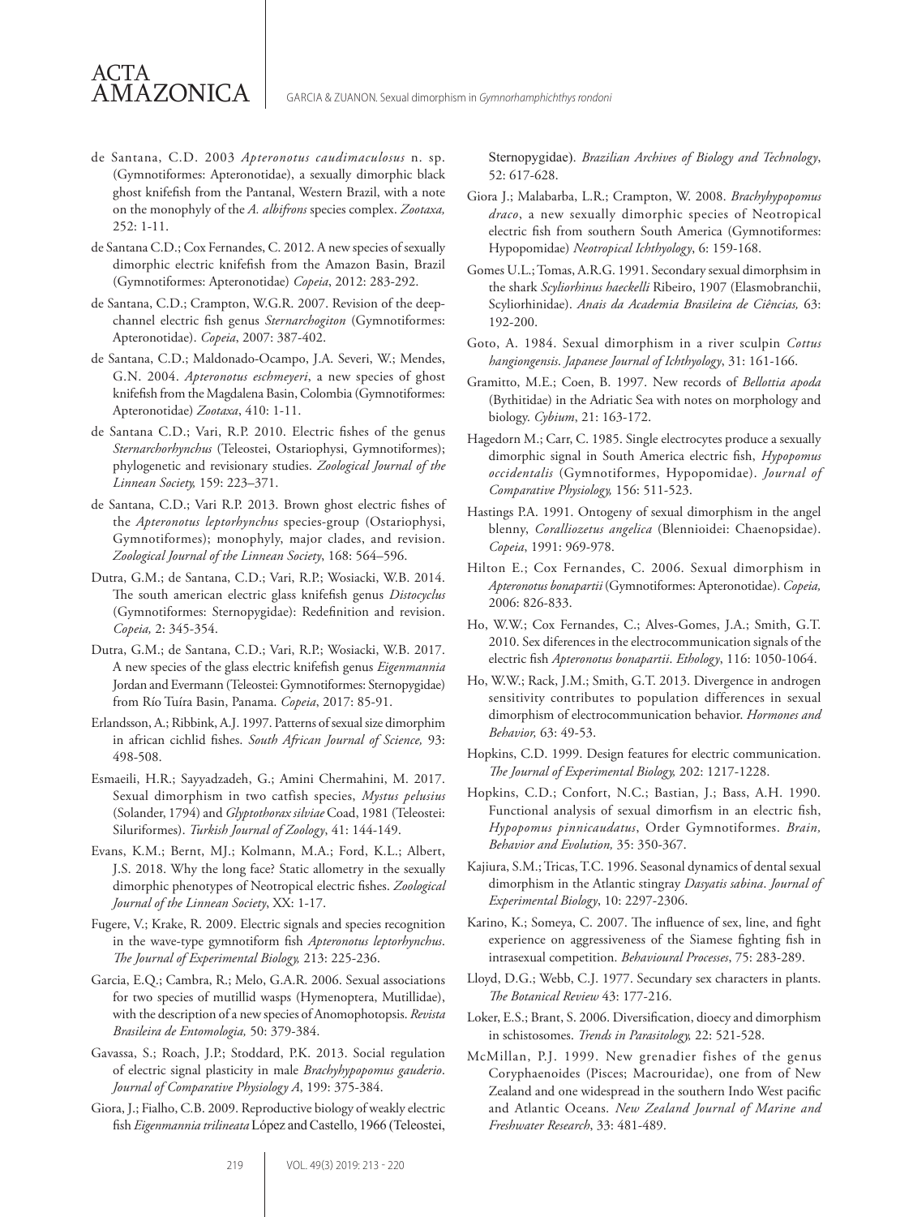de Santana, C.D. 2003 *Apteronotus caudimaculosus* n. sp. (Gymnotiformes: Apteronotidae), a sexually dimorphic black ghost knifefish from the Pantanal, Western Brazil, with a note on the monophyly of the *A. albifrons* species complex. *Zootaxa,* 252: 1-11.

de Santana C.D.; Cox Fernandes, C. 2012. A new species of sexually dimorphic electric knifefish from the Amazon Basin, Brazil (Gymnotiformes: Apteronotidae) *Copeia*, 2012: 283-292.

de Santana, C.D.; Crampton, W.G.R. 2007. Revision of the deep-channel electric fish genus *Sternarchogiton* (Gymnotiformes: Apteronotidae). *Copeia*, 2007: 387-402.

de Santana, C.D.; Maldonado-Ocampo, J.A. Severi, W.; Mendes, G.N. 2004. *Apteronotus eschmeyeri*, a new species of ghost knifefish from the Magdalena Basin, Colombia (Gymnotiformes: Apteronotidae) *Zootaxa*, 410: 1-11.

de Santana C.D.; Vari, R.P. 2010. Electric fishes of the genus *Sternarchorhynchus* (Teleostei, Ostariophysi, Gymnotiformes); phylogenetic and revisionary studies. *Zoological Journal of the Linnean Society,* 159: 223–371.

de Santana, C.D.; Vari R.P. 2013. Brown ghost electric fishes of the *Apteronotus leptorhynchus* species-group (Ostariophysi, Gymnotiformes); monophyly, major clades, and revision. *Zoological Journal of the Linnean Society*, 168: 564–596.

Dutra, G.M.; de Santana, C.D.; Vari, R.P.; Wosiacki, W.B. 2014. The south american electric glass knifefish genus *Distocyclus* (Gymnotiformes: Sternopygidae): Redefinition and revision. *Copeia,* 2: 345-354.

Dutra, G.M.; de Santana, C.D.; Vari, R.P.; Wosiacki, W.B. 2017. A new species of the glass electric knifefish genus *Eigenmannia* Jordan and Evermann (Teleostei: Gymnotiformes: Sternopygidae) from Río Tuíra Basin, Panama. *Copeia*, 2017: 85-91.

Erlandsson, A.; Ribbink, A.J. 1997. Patterns of sexual size dimorphim in african cichlid fishes. *South African Journal of Science,* 93: 498-508.

Esmaeili, H.R.; Sayyadzadeh, G.; Amini Chermahini, M. 2017. Sexual dimorphism in two catfish species, *Mystus pelusius* (Solander, 1794) and *Glyptothorax silviae* Coad, 1981 (Teleostei: Siluriformes). *Turkish Journal of Zoology*, 41: 144-149.

Evans, K.M.; Bernt, MJ.; Kolmann, M.A.; Ford, K.L.; Albert, J.S. 2018. Why the long face? Static allometry in the sexually dimorphic phenotypes of Neotropical electric fishes. *Zoological Journal of the Linnean Society*, XX: 1-17.

Fugere, V.; Krake, R. 2009. Electric signals and species recognition in the wave-type gymnotiform fish *Apteronotus leptorhynchus*. *The Journal of Experimental Biology,* 213: 225-236.

Garcia, E.Q.; Cambra, R.; Melo, G.A.R. 2006. Sexual associations for two species of mutillid wasps (Hymenoptera, Mutillidae), with the description of a new species of Anomophotopsis. *Revista Brasileira de Entomologia,* 50: 379-384.

Gavassa, S.; Roach, J.P.; Stoddard, P.K. 2013. Social regulation of electric signal plasticity in male *Brachyhypopomus gauderio*. *Journal of Comparative Physiology A*, 199: 375-384.

Giora, J.; Fialho, C.B. 2009. Reproductive biology of weakly electric fish *Eigenmannia trilineata* López and Castello, 1966 (Teleostei, Sternopygidae). *Brazilian Archives of Biology and Technology*, 52: 617-628.

Giora J.; Malabarba, L.R.; Crampton, W. 2008. *Brachyhypopomus draco*, a new sexually dimorphic species of Neotropical electric fish from southern South America (Gymnotiformes: Hypopomidae) *Neotropical Ichthyology*, 6: 159-168.

Gomes U.L.; Tomas, A.R.G. 1991. Secondary sexual dimorphsim in the shark *Scyliorhinus haeckelli* Ribeiro, 1907 (Elasmobranchii, Scyliorhinidae). *Anais da Academia Brasileira de Ciências,* 63: 192-200.

Goto, A. 1984. Sexual dimorphism in a river sculpin *Cottus hangiongensis*. *Japanese Journal of Ichthyology*, 31: 161-166.

Gramitto, M.E.; Coen, B. 1997. New records of *Bellottia apoda* (Bythitidae) in the Adriatic Sea with notes on morphology and biology. *Cybium*, 21: 163-172.

Hagedorn M.; Carr, C. 1985. Single electrocytes produce a sexually dimorphic signal in South America electric fish, *Hypopomus occidentalis* (Gymnotiformes, Hypopomidae). *Journal of Comparative Physiology,* 156: 511-523.

Hastings P.A. 1991. Ontogeny of sexual dimorphism in the angel blenny, *Coralliozetus angelica* (Blennioidei: Chaenopsidae). *Copeia*, 1991: 969-978.

Hilton E.; Cox Fernandes, C. 2006. Sexual dimorphism in *Apteronotus bonapartii* (Gymnotiformes: Apteronotidae). *Copeia,* 2006: 826-833.

Ho, W.W.; Cox Fernandes, C.; Alves-Gomes, J.A.; Smith, G.T. 2010. Sex diferences in the electrocommunication signals of the electric fish *Apteronotus bonapartii*. *Ethology*, 116: 1050-1064.

Ho, W.W.; Rack, J.M.; Smith, G.T. 2013. Divergence in androgen sensitivity contributes to population differences in sexual dimorphism of electrocommunication behavior. *Hormones and Behavior,* 63: 49-53.

Hopkins, C.D. 1999. Design features for electric communication. *The Journal of Experimental Biology,* 202: 1217-1228.

Hopkins, C.D.; Confort, N.C.; Bastian, J.; Bass, A.H. 1990. Functional analysis of sexual dimorfism in an electric fish, *Hypopomus pinnicaudatus*, Order Gymnotiformes. *Brain, Behavior and Evolution,* 35: 350-367.

Kajiura, S.M.; Tricas, T.C. 1996. Seasonal dynamics of dental sexual dimorphism in the Atlantic stingray *Dasyatis sabina*. *Journal of Experimental Biology*, 10: 2297-2306.

Karino, K.; Someya, C. 2007. The influence of sex, line, and fight experience on aggressiveness of the Siamese fighting fish in intrasexual competition. *Behavioural Processes*, 75: 283-289.

Lloyd, D.G.; Webb, C.J. 1977. Secundary sex characters in plants. *The Botanical Review* 43: 177-216.

Loker, E.S.; Brant, S. 2006. Diversification, dioecy and dimorphism in schistosomes. *Trends in Parasitology,* 22: 521-528.

McMillan, P.J. 1999. New grenadier fishes of the genus Coryphaenoides (Pisces; Macrouridae), one from of New Zealand and one widespread in the southern Indo West pacific and Atlantic Oceans. *New Zealand Journal of Marine and Freshwater Research*, 33: 481-489.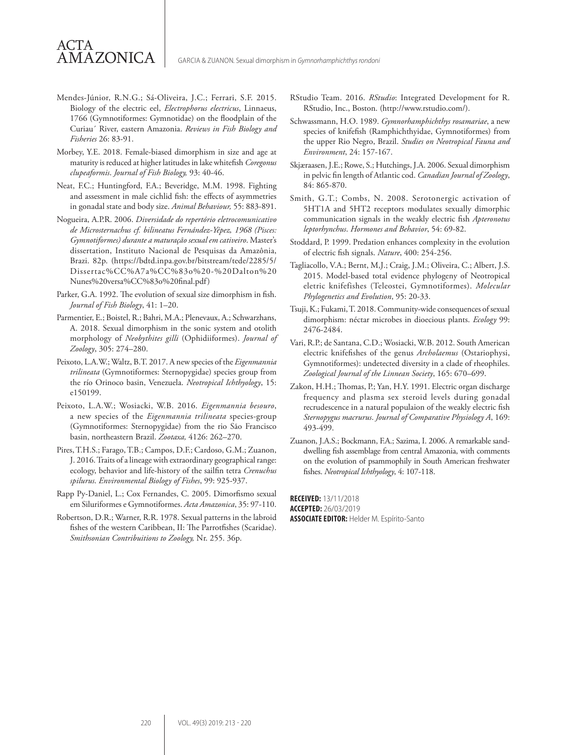Mendes-Júnior, R.N.G.; Sá-Oliveira, J.C.; Ferrari, S.F. 2015. Biology of the electric eel, *Electrophorus electricus*, Linnaeus, 1766 (Gymnotiformes: Gymnotidae) on the floodplain of the Curiau´ River, eastern Amazonia. *Reviews in Fish Biology and Fisheries* 26: 83-91.

Morbey, Y.E. 2018. Female-biased dimorphism in size and age at maturity is reduced at higher latitudes in lake whitefish *Coregonus clupeaformis*. *Journal of Fish Biology,* 93: 40-46.

Neat, F.C.; Huntingford, F.A.; Beveridge, M.M. 1998. Fighting and assessment in male cichlid fish: the effects of asymmetries in gonadal state and body size. *Animal Behaviour,* 55: 883-891.

Nogueira, A.P.R. 2006. *Diversidade do repertório eletrocomunicativo de Microsternachus cf. bilineatus Fernández-Yépez, 1968 (Pisces: Gymnotiformes) durante a maturação sexual em cativeiro*. Master's dissertation, Instituto Nacional de Pesquisas da Amazônia, Brazi. 82p. (https://bdtd.inpa.gov.br/bitstream/tede/2285/5/Dissertac%CC%A7a%CC%83o%20-%20Dalton%20Nunes%20versa%CC%83o%20final.pdf)

Parker, G.A. 1992. The evolution of sexual size dimorphism in fish. *Journal of Fish Biology*, 41: 1–20.

Parmentier, E.; Boistel, R.; Bahri, M.A.; Plenevaux, A.; Schwarzhans, A. 2018. Sexual dimorphism in the sonic system and otolith morphology of *Neobythites gilli* (Ophidiiformes). *Journal of Zoology*, 305: 274–280.

Peixoto, L.A.W.; Waltz, B.T. 2017. A new species of the *Eigenmannia trilineata* (Gymnotiformes: Sternopygidae) species group from the río Orinoco basin, Venezuela. *Neotropical Ichthyology*, 15: e150199.

Peixoto, L.A.W.; Wosiacki, W.B. 2016. *Eigenmannia besouro*, a new species of the *Eigenmannia trilineata* species-group (Gymnotiformes: Sternopygidae) from the rio São Francisco basin, northeastern Brazil. *Zootaxa,* 4126: 262–270.

Pires, T.H.S.; Farago, T.B.; Campos, D.F.; Cardoso, G.M.; Zuanon, J. 2016. Traits of a lineage with extraordinary geographical range: ecology, behavior and life-history of the sailfin tetra *Crenuchus spilurus*. *Environmental Biology of Fishes*, 99: 925-937.

Rapp Py-Daniel, L.; Cox Fernandes, C. 2005. Dimorfismo sexual em Siluriformes e Gymnotiformes. *Acta Amazonica*, 35: 97-110.

Robertson, D.R.; Warner, R.R. 1978. Sexual patterns in the labroid fishes of the western Caribbean, II: The Parrotfishes (Scaridae). *Smithsonian Contribuitions to Zoology,* Nr. 255. 36p.

RStudio Team. 2016. *RStudio*: Integrated Development for R. RStudio, Inc., Boston. (http://www.rstudio.com/).

Schwassmann, H.O. 1989. *Gymnorhamphichthys rosamariae*, a new species of knifefish (Ramphichthyidae, Gymnotiformes) from the upper Rio Negro, Brazil. *Studies on Neotropical Fauna and Environment*, 24: 157-167.

Skjæraasen, J.E.; Rowe, S.; Hutchings, J.A. 2006. Sexual dimorphism in pelvic fin length of Atlantic cod. *Canadian Journal of Zoology*, 84: 865-870.

Smith, G.T.; Combs, N. 2008. Serotonergic activation of 5HT1A and 5HT2 receptors modulates sexually dimorphic communication signals in the weakly electric fish *Apteronotus leptorhynchus*. *Hormones and Behavior*, 54: 69-82.

Stoddard, P. 1999. Predation enhances complexity in the evolution of electric fish signals. *Nature*, 400: 254-256.

Tagliacollo, V.A.; Bernt, M,J.; Craig, J.M.; Oliveira, C.; Albert, J.S. 2015. Model-based total evidence phylogeny of Neotropical eletric knifefishes (Teleostei, Gymnotiformes). *Molecular Phylogenetics and Evolution*, 95: 20-33.

Tsuji, K.; Fukami, T. 2018. Community-wide consequences of sexual dimorphism: néctar microbes in dioecious plants. *Ecology* 99: 2476-2484.

Vari, R.P.; de Santana, C.D.; Wosiacki, W.B. 2012. South American electric knifefishes of the genus *Archolaemus* (Ostariophysi, Gymnotiformes): undetected diversity in a clade of rheophiles. *Zoological Journal of the Linnean Society*, 165: 670–699.

Zakon, H.H.; Thomas, P.; Yan, H.Y. 1991. Electric organ discharge frequency and plasma sex steroid levels during gonadal recrudescence in a natural populaion of the weakly electric fish *Sternopygus macrurus*. *Journal of Comparative Physiology A*, 169: 493-499.

Zuanon, J.A.S.; Bockmann, F.A.; Sazima, I. 2006. A remarkable sand-dwelling fish assemblage from central Amazonia, with comments on the evolution of psammophily in South American freshwater fishes. *Neotropical Ichthyology*, 4: 107-118.

**RECEIVED:** 13/11/2018
**ACCEPTED:** 26/03/2019
**ASSOCIATE EDITOR:** Helder M. Espírito-Santo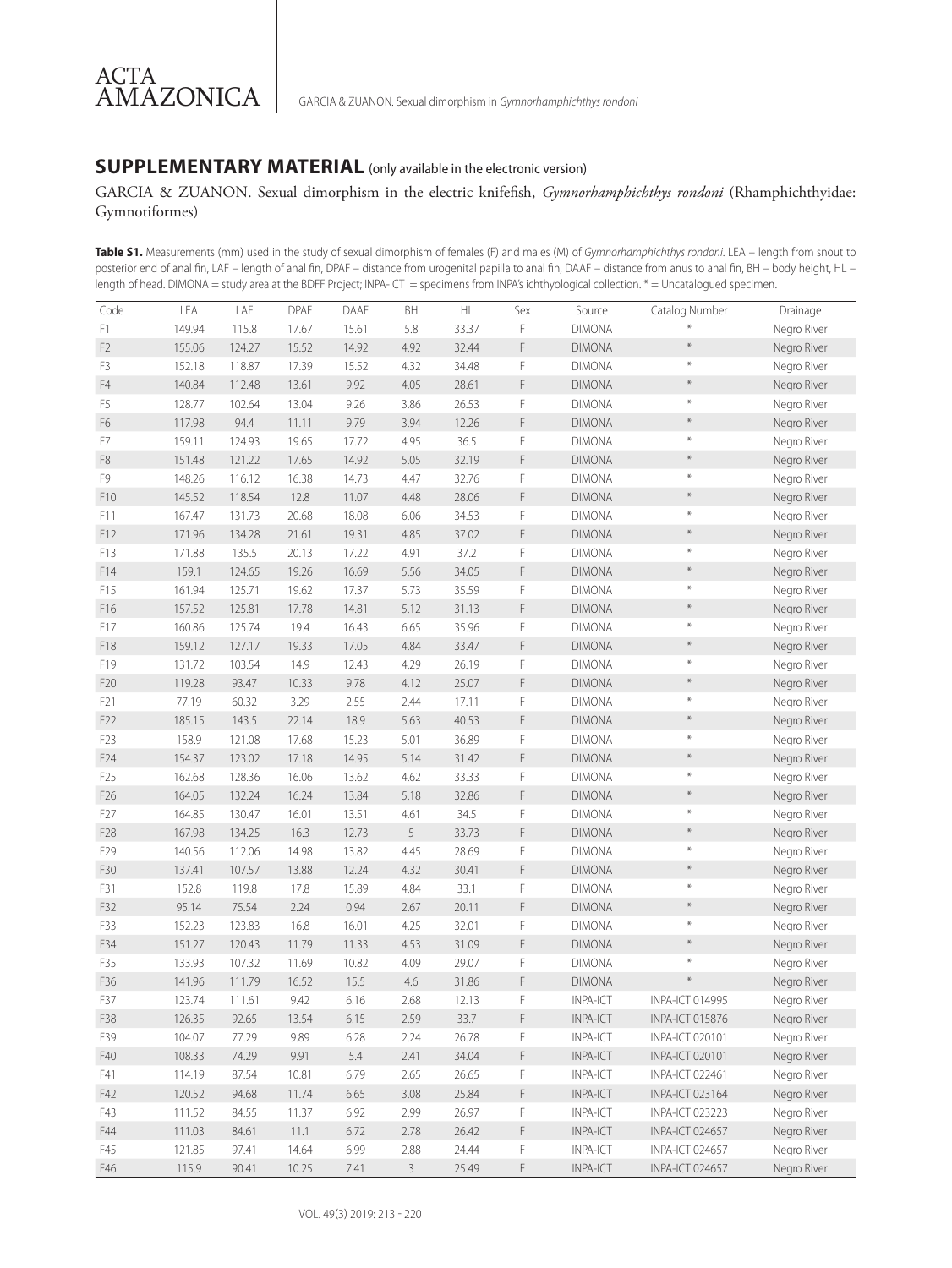## **SUPPLEMENTARY MATERIAL** (only available in the electronic version)

GARCIA & ZUANON. Sexual dimorphism in the electric knifefish, *Gymnorhamphichthys rondoni* (Rhamphichthyidae: Gymnotiformes)

**Table S1.** Measurements (mm) used in the study of sexual dimorphism of females (F) and males (M) of *Gymnorhamphichthys rondoni*. LEA – length from snout to posterior end of anal fin, LAF – length of anal fin, DPAF – distance from urogenital papilla to anal fin, DAAF – distance from anus to anal fin, BH – body height, HL – length of head. DIMONA = study area at the BDFF Project; INPA-ICT = specimens from INPA's ichthyological collection. * = Uncatalogued specimen.

| Code | LEA | LAF | DPAF | DAAF | BH | HL | Sex | Source | Catalog Number | Drainage |
|---|---|---|---|---|---|---|---|---|---|---|
| F1 | 149.94 | 115.8 | 17.67 | 15.61 | 5.8 | 33.37 | F | DIMONA | * | Negro River |
| F2 | 155.06 | 124.27 | 15.52 | 14.92 | 4.92 | 32.44 | F | DIMONA | * | Negro River |
| F3 | 152.18 | 118.87 | 17.39 | 15.52 | 4.32 | 34.48 | F | DIMONA | * | Negro River |
| F4 | 140.84 | 112.48 | 13.61 | 9.92 | 4.05 | 28.61 | F | DIMONA | * | Negro River |
| F5 | 128.77 | 102.64 | 13.04 | 9.26 | 3.86 | 26.53 | F | DIMONA | * | Negro River |
| F6 | 117.98 | 94.4 | 11.11 | 9.79 | 3.94 | 12.26 | F | DIMONA | * | Negro River |
| F7 | 159.11 | 124.93 | 19.65 | 17.72 | 4.95 | 36.5 | F | DIMONA | * | Negro River |
| F8 | 151.48 | 121.22 | 17.65 | 14.92 | 5.05 | 32.19 | F | DIMONA | * | Negro River |
| F9 | 148.26 | 116.12 | 16.38 | 14.73 | 4.47 | 32.76 | F | DIMONA | * | Negro River |
| F10 | 145.52 | 118.54 | 12.8 | 11.07 | 4.48 | 28.06 | F | DIMONA | * | Negro River |
| F11 | 167.47 | 131.73 | 20.68 | 18.08 | 6.06 | 34.53 | F | DIMONA | * | Negro River |
| F12 | 171.96 | 134.28 | 21.61 | 19.31 | 4.85 | 37.02 | F | DIMONA | * | Negro River |
| F13 | 171.88 | 135.5 | 20.13 | 17.22 | 4.91 | 37.2 | F | DIMONA | * | Negro River |
| F14 | 159.1 | 124.65 | 19.26 | 16.69 | 5.56 | 34.05 | F | DIMONA | * | Negro River |
| F15 | 161.94 | 125.71 | 19.62 | 17.37 | 5.73 | 35.59 | F | DIMONA | * | Negro River |
| F16 | 157.52 | 125.81 | 17.78 | 14.81 | 5.12 | 31.13 | F | DIMONA | * | Negro River |
| F17 | 160.86 | 125.74 | 19.4 | 16.43 | 6.65 | 35.96 | F | DIMONA | * | Negro River |
| F18 | 159.12 | 127.17 | 19.33 | 17.05 | 4.84 | 33.47 | F | DIMONA | * | Negro River |
| F19 | 131.72 | 103.54 | 14.9 | 12.43 | 4.29 | 26.19 | F | DIMONA | * | Negro River |
| F20 | 119.28 | 93.47 | 10.33 | 9.78 | 4.12 | 25.07 | F | DIMONA | * | Negro River |
| F21 | 77.19 | 60.32 | 3.29 | 2.55 | 2.44 | 17.11 | F | DIMONA | * | Negro River |
| F22 | 185.15 | 143.5 | 22.14 | 18.9 | 5.63 | 40.53 | F | DIMONA | * | Negro River |
| F23 | 158.9 | 121.08 | 17.68 | 15.23 | 5.01 | 36.89 | F | DIMONA | * | Negro River |
| F24 | 154.37 | 123.02 | 17.18 | 14.95 | 5.14 | 31.42 | F | DIMONA | * | Negro River |
| F25 | 162.68 | 128.36 | 16.06 | 13.62 | 4.62 | 33.33 | F | DIMONA | * | Negro River |
| F26 | 164.05 | 132.24 | 16.24 | 13.84 | 5.18 | 32.86 | F | DIMONA | * | Negro River |
| F27 | 164.85 | 130.47 | 16.01 | 13.51 | 4.61 | 34.5 | F | DIMONA | * | Negro River |
| F28 | 167.98 | 134.25 | 16.3 | 12.73 | 5 | 33.73 | F | DIMONA | * | Negro River |
| F29 | 140.56 | 112.06 | 14.98 | 13.82 | 4.45 | 28.69 | F | DIMONA | * | Negro River |
| F30 | 137.41 | 107.57 | 13.88 | 12.24 | 4.32 | 30.41 | F | DIMONA | * | Negro River |
| F31 | 152.8 | 119.8 | 17.8 | 15.89 | 4.84 | 33.1 | F | DIMONA | * | Negro River |
| F32 | 95.14 | 75.54 | 2.24 | 0.94 | 2.67 | 20.11 | F | DIMONA | * | Negro River |
| F33 | 152.23 | 123.83 | 16.8 | 16.01 | 4.25 | 32.01 | F | DIMONA | * | Negro River |
| F34 | 151.27 | 120.43 | 11.79 | 11.33 | 4.53 | 31.09 | F | DIMONA | * | Negro River |
| F35 | 133.93 | 107.32 | 11.69 | 10.82 | 4.09 | 29.07 | F | DIMONA | * | Negro River |
| F36 | 141.96 | 111.79 | 16.52 | 15.5 | 4.6 | 31.86 | F | DIMONA | * | Negro River |
| F37 | 123.74 | 111.61 | 9.42 | 6.16 | 2.68 | 12.13 | F | INPA-ICT | INPA-ICT 014995 | Negro River |
| F38 | 126.35 | 92.65 | 13.54 | 6.15 | 2.59 | 33.7 | F | INPA-ICT | INPA-ICT 015876 | Negro River |
| F39 | 104.07 | 77.29 | 9.89 | 6.28 | 2.24 | 26.78 | F | INPA-ICT | INPA-ICT 020101 | Negro River |
| F40 | 108.33 | 74.29 | 9.91 | 5.4 | 2.41 | 34.04 | F | INPA-ICT | INPA-ICT 020101 | Negro River |
| F41 | 114.19 | 87.54 | 10.81 | 6.79 | 2.65 | 26.65 | F | INPA-ICT | INPA-ICT 022461 | Negro River |
| F42 | 120.52 | 94.68 | 11.74 | 6.65 | 3.08 | 25.84 | F | INPA-ICT | INPA-ICT 023164 | Negro River |
| F43 | 111.52 | 84.55 | 11.37 | 6.92 | 2.99 | 26.97 | F | INPA-ICT | INPA-ICT 023223 | Negro River |
| F44 | 111.03 | 84.61 | 11.1 | 6.72 | 2.78 | 26.42 | F | INPA-ICT | INPA-ICT 024657 | Negro River |
| F45 | 121.85 | 97.41 | 14.64 | 6.99 | 2.88 | 24.44 | F | INPA-ICT | INPA-ICT 024657 | Negro River |
| F46 | 115.9 | 90.41 | 10.25 | 7.41 | 3 | 25.49 | F | INPA-ICT | INPA-ICT 024657 | Negro River |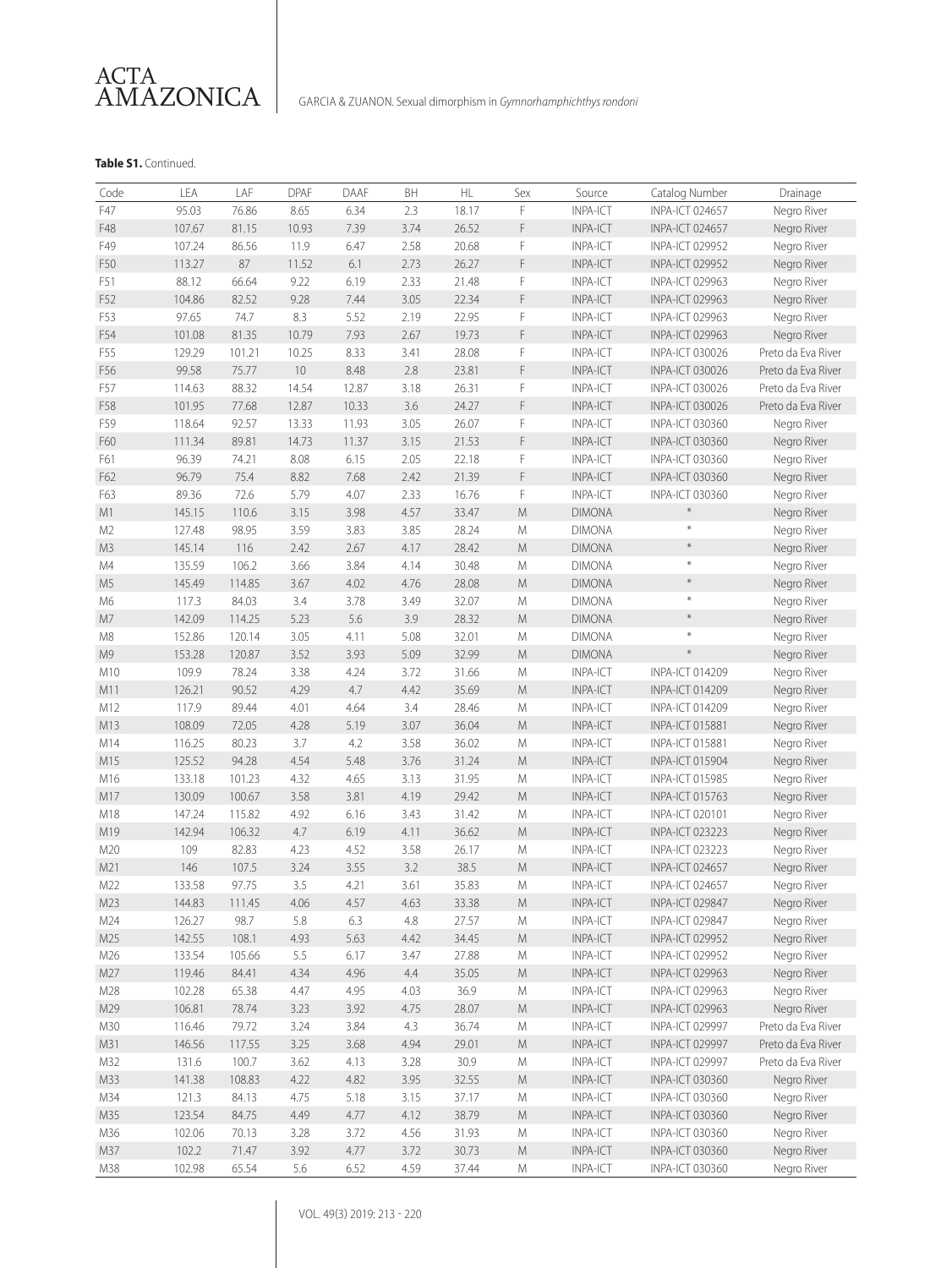**Table S1.** Continued.

| Code | LEA | LAF | DPAF | DAAF | BH | HL | Sex | Source | Catalog Number | Drainage |
|---|---|---|---|---|---|---|---|---|---|---|
| F47 | 95.03 | 76.86 | 8.65 | 6.34 | 2.3 | 18.17 | F | INPA-ICT | INPA-ICT 024657 | Negro River |
| F48 | 107.67 | 81.15 | 10.93 | 7.39 | 3.74 | 26.52 | F | INPA-ICT | INPA-ICT 024657 | Negro River |
| F49 | 107.24 | 86.56 | 11.9 | 6.47 | 2.58 | 20.68 | F | INPA-ICT | INPA-ICT 029952 | Negro River |
| F50 | 113.27 | 87 | 11.52 | 6.1 | 2.73 | 26.27 | F | INPA-ICT | INPA-ICT 029952 | Negro River |
| F51 | 88.12 | 66.64 | 9.22 | 6.19 | 2.33 | 21.48 | F | INPA-ICT | INPA-ICT 029963 | Negro River |
| F52 | 104.86 | 82.52 | 9.28 | 7.44 | 3.05 | 22.34 | F | INPA-ICT | INPA-ICT 029963 | Negro River |
| F53 | 97.65 | 74.7 | 8.3 | 5.52 | 2.19 | 22.95 | F | INPA-ICT | INPA-ICT 029963 | Negro River |
| F54 | 101.08 | 81.35 | 10.79 | 7.93 | 2.67 | 19.73 | F | INPA-ICT | INPA-ICT 029963 | Negro River |
| F55 | 129.29 | 101.21 | 10.25 | 8.33 | 3.41 | 28.08 | F | INPA-ICT | INPA-ICT 030026 | Preto da Eva River |
| F56 | 99.58 | 75.77 | 10 | 8.48 | 2.8 | 23.81 | F | INPA-ICT | INPA-ICT 030026 | Preto da Eva River |
| F57 | 114.63 | 88.32 | 14.54 | 12.87 | 3.18 | 26.31 | F | INPA-ICT | INPA-ICT 030026 | Preto da Eva River |
| F58 | 101.95 | 77.68 | 12.87 | 10.33 | 3.6 | 24.27 | F | INPA-ICT | INPA-ICT 030026 | Preto da Eva River |
| F59 | 118.64 | 92.57 | 13.33 | 11.93 | 3.05 | 26.07 | F | INPA-ICT | INPA-ICT 030360 | Negro River |
| F60 | 111.34 | 89.81 | 14.73 | 11.37 | 3.15 | 21.53 | F | INPA-ICT | INPA-ICT 030360 | Negro River |
| F61 | 96.39 | 74.21 | 8.08 | 6.15 | 2.05 | 22.18 | F | INPA-ICT | INPA-ICT 030360 | Negro River |
| F62 | 96.79 | 75.4 | 8.82 | 7.68 | 2.42 | 21.39 | F | INPA-ICT | INPA-ICT 030360 | Negro River |
| F63 | 89.36 | 72.6 | 5.79 | 4.07 | 2.33 | 16.76 | F | INPA-ICT | INPA-ICT 030360 | Negro River |
| M1 | 145.15 | 110.6 | 3.15 | 3.98 | 4.57 | 33.47 | M | DIMONA | * | Negro River |
| M2 | 127.48 | 98.95 | 3.59 | 3.83 | 3.85 | 28.24 | M | DIMONA | * | Negro River |
| M3 | 145.14 | 116 | 2.42 | 2.67 | 4.17 | 28.42 | M | DIMONA | * | Negro River |
| M4 | 135.59 | 106.2 | 3.66 | 3.84 | 4.14 | 30.48 | M | DIMONA | * | Negro River |
| M5 | 145.49 | 114.85 | 3.67 | 4.02 | 4.76 | 28.08 | M | DIMONA | * | Negro River |
| M6 | 117.3 | 84.03 | 3.4 | 3.78 | 3.49 | 32.07 | M | DIMONA | * | Negro River |
| M7 | 142.09 | 114.25 | 5.23 | 5.6 | 3.9 | 28.32 | M | DIMONA | * | Negro River |
| M8 | 152.86 | 120.14 | 3.05 | 4.11 | 5.08 | 32.01 | M | DIMONA | * | Negro River |
| M9 | 153.28 | 120.87 | 3.52 | 3.93 | 5.09 | 32.99 | M | DIMONA | * | Negro River |
| M10 | 109.9 | 78.24 | 3.38 | 4.24 | 3.72 | 31.66 | M | INPA-ICT | INPA-ICT 014209 | Negro River |
| M11 | 126.21 | 90.52 | 4.29 | 4.7 | 4.42 | 35.69 | M | INPA-ICT | INPA-ICT 014209 | Negro River |
| M12 | 117.9 | 89.44 | 4.01 | 4.64 | 3.4 | 28.46 | M | INPA-ICT | INPA-ICT 014209 | Negro River |
| M13 | 108.09 | 72.05 | 4.28 | 5.19 | 3.07 | 36.04 | M | INPA-ICT | INPA-ICT 015881 | Negro River |
| M14 | 116.25 | 80.23 | 3.7 | 4.2 | 3.58 | 36.02 | M | INPA-ICT | INPA-ICT 015881 | Negro River |
| M15 | 125.52 | 94.28 | 4.54 | 5.48 | 3.76 | 31.24 | M | INPA-ICT | INPA-ICT 015904 | Negro River |
| M16 | 133.18 | 101.23 | 4.32 | 4.65 | 3.13 | 31.95 | M | INPA-ICT | INPA-ICT 015985 | Negro River |
| M17 | 130.09 | 100.67 | 3.58 | 3.81 | 4.19 | 29.42 | M | INPA-ICT | INPA-ICT 015763 | Negro River |
| M18 | 147.24 | 115.82 | 4.92 | 6.16 | 3.43 | 31.42 | M | INPA-ICT | INPA-ICT 020101 | Negro River |
| M19 | 142.94 | 106.32 | 4.7 | 6.19 | 4.11 | 36.62 | M | INPA-ICT | INPA-ICT 023223 | Negro River |
| M20 | 109 | 82.83 | 4.23 | 4.52 | 3.58 | 26.17 | M | INPA-ICT | INPA-ICT 023223 | Negro River |
| M21 | 146 | 107.5 | 3.24 | 3.55 | 3.2 | 38.5 | M | INPA-ICT | INPA-ICT 024657 | Negro River |
| M22 | 133.58 | 97.75 | 3.5 | 4.21 | 3.61 | 35.83 | M | INPA-ICT | INPA-ICT 024657 | Negro River |
| M23 | 144.83 | 111.45 | 4.06 | 4.57 | 4.63 | 33.38 | M | INPA-ICT | INPA-ICT 029847 | Negro River |
| M24 | 126.27 | 98.7 | 5.8 | 6.3 | 4.8 | 27.57 | M | INPA-ICT | INPA-ICT 029847 | Negro River |
| M25 | 142.55 | 108.1 | 4.93 | 5.63 | 4.42 | 34.45 | M | INPA-ICT | INPA-ICT 029952 | Negro River |
| M26 | 133.54 | 105.66 | 5.5 | 6.17 | 3.47 | 27.88 | M | INPA-ICT | INPA-ICT 029952 | Negro River |
| M27 | 119.46 | 84.41 | 4.34 | 4.96 | 4.4 | 35.05 | M | INPA-ICT | INPA-ICT 029963 | Negro River |
| M28 | 102.28 | 65.38 | 4.47 | 4.95 | 4.03 | 36.9 | M | INPA-ICT | INPA-ICT 029963 | Negro River |
| M29 | 106.81 | 78.74 | 3.23 | 3.92 | 4.75 | 28.07 | M | INPA-ICT | INPA-ICT 029963 | Negro River |
| M30 | 116.46 | 79.72 | 3.24 | 3.84 | 4.3 | 36.74 | M | INPA-ICT | INPA-ICT 029997 | Preto da Eva River |
| M31 | 146.56 | 117.55 | 3.25 | 3.68 | 4.94 | 29.01 | M | INPA-ICT | INPA-ICT 029997 | Preto da Eva River |
| M32 | 131.6 | 100.7 | 3.62 | 4.13 | 3.28 | 30.9 | M | INPA-ICT | INPA-ICT 029997 | Preto da Eva River |
| M33 | 141.38 | 108.83 | 4.22 | 4.82 | 3.95 | 32.55 | M | INPA-ICT | INPA-ICT 030360 | Negro River |
| M34 | 121.3 | 84.13 | 4.75 | 5.18 | 3.15 | 37.17 | M | INPA-ICT | INPA-ICT 030360 | Negro River |
| M35 | 123.54 | 84.75 | 4.49 | 4.77 | 4.12 | 38.79 | M | INPA-ICT | INPA-ICT 030360 | Negro River |
| M36 | 102.06 | 70.13 | 3.28 | 3.72 | 4.56 | 31.93 | M | INPA-ICT | INPA-ICT 030360 | Negro River |
| M37 | 102.2 | 71.47 | 3.92 | 4.77 | 3.72 | 30.73 | M | INPA-ICT | INPA-ICT 030360 | Negro River |
| M38 | 102.98 | 65.54 | 5.6 | 6.52 | 4.59 | 37.44 | M | INPA-ICT | INPA-ICT 030360 | Negro River |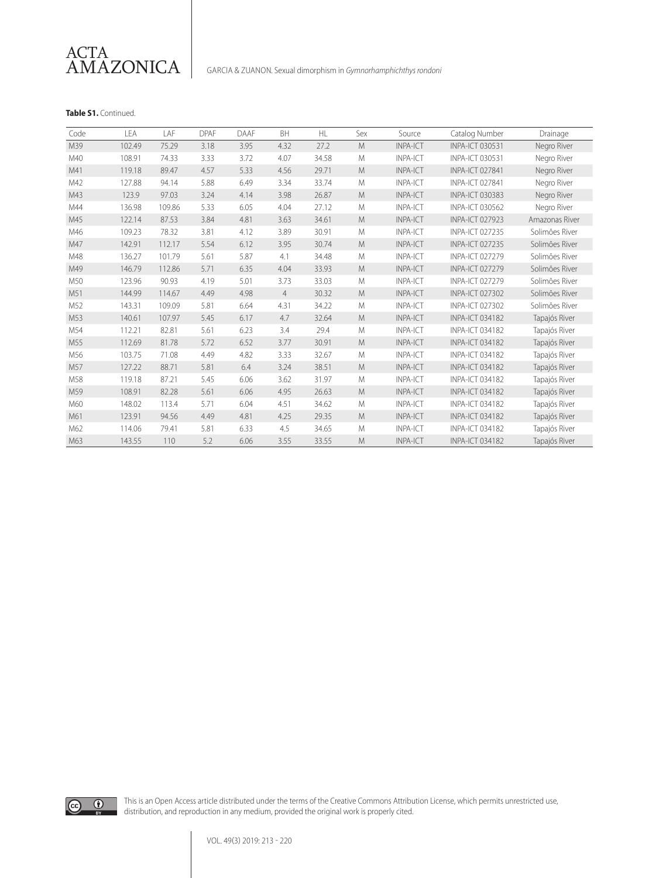**Table S1.** Continued.

| Code | LEA | LAF | DPAF | DAAF | BH | HL | Sex | Source | Catalog Number | Drainage |
|---|---|---|---|---|---|---|---|---|---|---|
| M39 | 102.49 | 75.29 | 3.18 | 3.95 | 4.32 | 27.2 | M | INPA-ICT | INPA-ICT 030531 | Negro River |
| M40 | 108.91 | 74.33 | 3.33 | 3.72 | 4.07 | 34.58 | M | INPA-ICT | INPA-ICT 030531 | Negro River |
| M41 | 119.18 | 89.47 | 4.57 | 5.33 | 4.56 | 29.71 | M | INPA-ICT | INPA-ICT 027841 | Negro River |
| M42 | 127.88 | 94.14 | 5.88 | 6.49 | 3.34 | 33.74 | M | INPA-ICT | INPA-ICT 027841 | Negro River |
| M43 | 123.9 | 97.03 | 3.24 | 4.14 | 3.98 | 26.87 | M | INPA-ICT | INPA-ICT 030383 | Negro River |
| M44 | 136.98 | 109.86 | 5.33 | 6.05 | 4.04 | 27.12 | M | INPA-ICT | INPA-ICT 030562 | Negro River |
| M45 | 122.14 | 87.53 | 3.84 | 4.81 | 3.63 | 34.61 | M | INPA-ICT | INPA-ICT 027923 | Amazonas River |
| M46 | 109.23 | 78.32 | 3.81 | 4.12 | 3.89 | 30.91 | M | INPA-ICT | INPA-ICT 027235 | Solimões River |
| M47 | 142.91 | 112.17 | 5.54 | 6.12 | 3.95 | 30.74 | M | INPA-ICT | INPA-ICT 027235 | Solimões River |
| M48 | 136.27 | 101.79 | 5.61 | 5.87 | 4.1 | 34.48 | M | INPA-ICT | INPA-ICT 027279 | Solimões River |
| M49 | 146.79 | 112.86 | 5.71 | 6.35 | 4.04 | 33.93 | M | INPA-ICT | INPA-ICT 027279 | Solimões River |
| M50 | 123.96 | 90.93 | 4.19 | 5.01 | 3.73 | 33.03 | M | INPA-ICT | INPA-ICT 027279 | Solimões River |
| M51 | 144.99 | 114.67 | 4.49 | 4.98 | 4 | 30.32 | M | INPA-ICT | INPA-ICT 027302 | Solimões River |
| M52 | 143.31 | 109.09 | 5.81 | 6.64 | 4.31 | 34.22 | M | INPA-ICT | INPA-ICT 027302 | Solimões River |
| M53 | 140.61 | 107.97 | 5.45 | 6.17 | 4.7 | 32.64 | M | INPA-ICT | INPA-ICT 034182 | Tapajós River |
| M54 | 112.21 | 82.81 | 5.61 | 6.23 | 3.4 | 29.4 | M | INPA-ICT | INPA-ICT 034182 | Tapajós River |
| M55 | 112.69 | 81.78 | 5.72 | 6.52 | 3.77 | 30.91 | M | INPA-ICT | INPA-ICT 034182 | Tapajós River |
| M56 | 103.75 | 71.08 | 4.49 | 4.82 | 3.33 | 32.67 | M | INPA-ICT | INPA-ICT 034182 | Tapajós River |
| M57 | 127.22 | 88.71 | 5.81 | 6.4 | 3.24 | 38.51 | M | INPA-ICT | INPA-ICT 034182 | Tapajós River |
| M58 | 119.18 | 87.21 | 5.45 | 6.06 | 3.62 | 31.97 | M | INPA-ICT | INPA-ICT 034182 | Tapajós River |
| M59 | 108.91 | 82.28 | 5.61 | 6.06 | 4.95 | 26.63 | M | INPA-ICT | INPA-ICT 034182 | Tapajós River |
| M60 | 148.02 | 113.4 | 5.71 | 6.04 | 4.51 | 34.62 | M | INPA-ICT | INPA-ICT 034182 | Tapajós River |
| M61 | 123.91 | 94.56 | 4.49 | 4.81 | 4.25 | 29.35 | M | INPA-ICT | INPA-ICT 034182 | Tapajós River |
| M62 | 114.06 | 79.41 | 5.81 | 6.33 | 4.5 | 34.65 | M | INPA-ICT | INPA-ICT 034182 | Tapajós River |
| M63 | 143.55 | 110 | 5.2 | 6.06 | 3.55 | 33.55 | M | INPA-ICT | INPA-ICT 034182 | Tapajós River |

This is an Open Access article distributed under the terms of the Creative Commons Attribution License, which permits unrestricted use, distribution, and reproduction in any medium, provided the original work is properly cited.